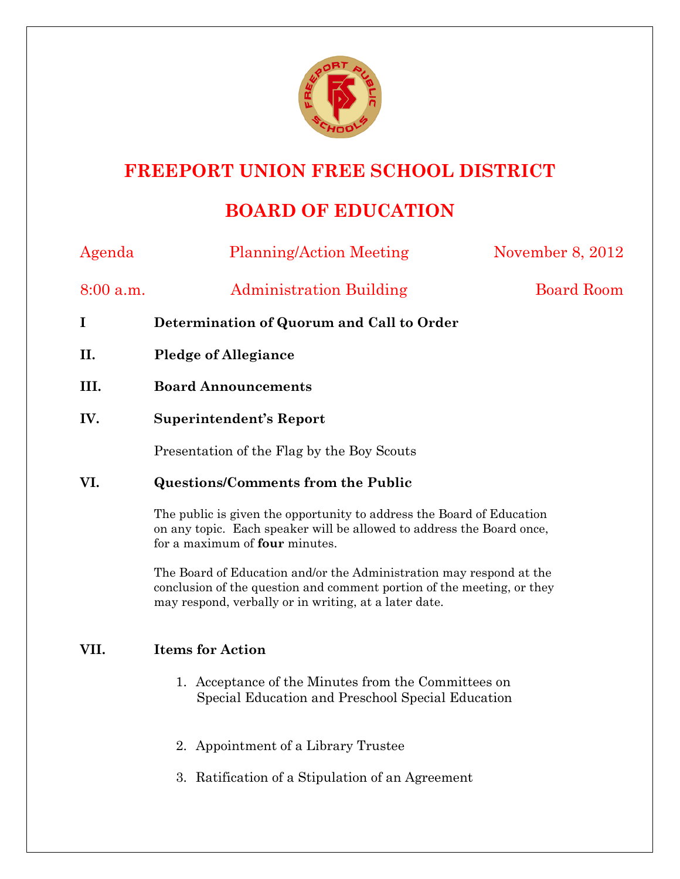# FREEPORT UNION FREE SCHOOL DISTRICT

## BOARD OF EDUCATION

Agenda — Planning/Action Meeting — November 8, 2012

8:00 a.m. — Administration Building — Board Room

**I Determination of Quorum and Call to Order**

**II. Pledge of Allegiance**

**III. Board Announcements**

**IV. Superintendent's Report**

Presentation of the Flag by the Boy Scouts

**VI. Questions/Comments from the Public**

The public is given the opportunity to address the Board of Education on any topic. Each speaker will be allowed to address the Board once, for a maximum of **four** minutes.

The Board of Education and/or the Administration may respond at the conclusion of the question and comment portion of the meeting, or they may respond, verbally or in writing, at a later date.

**VII. Items for Action**

1. Acceptance of the Minutes from the Committees on Special Education and Preschool Special Education
2. Appointment of a Library Trustee
3. Ratification of a Stipulation of an Agreement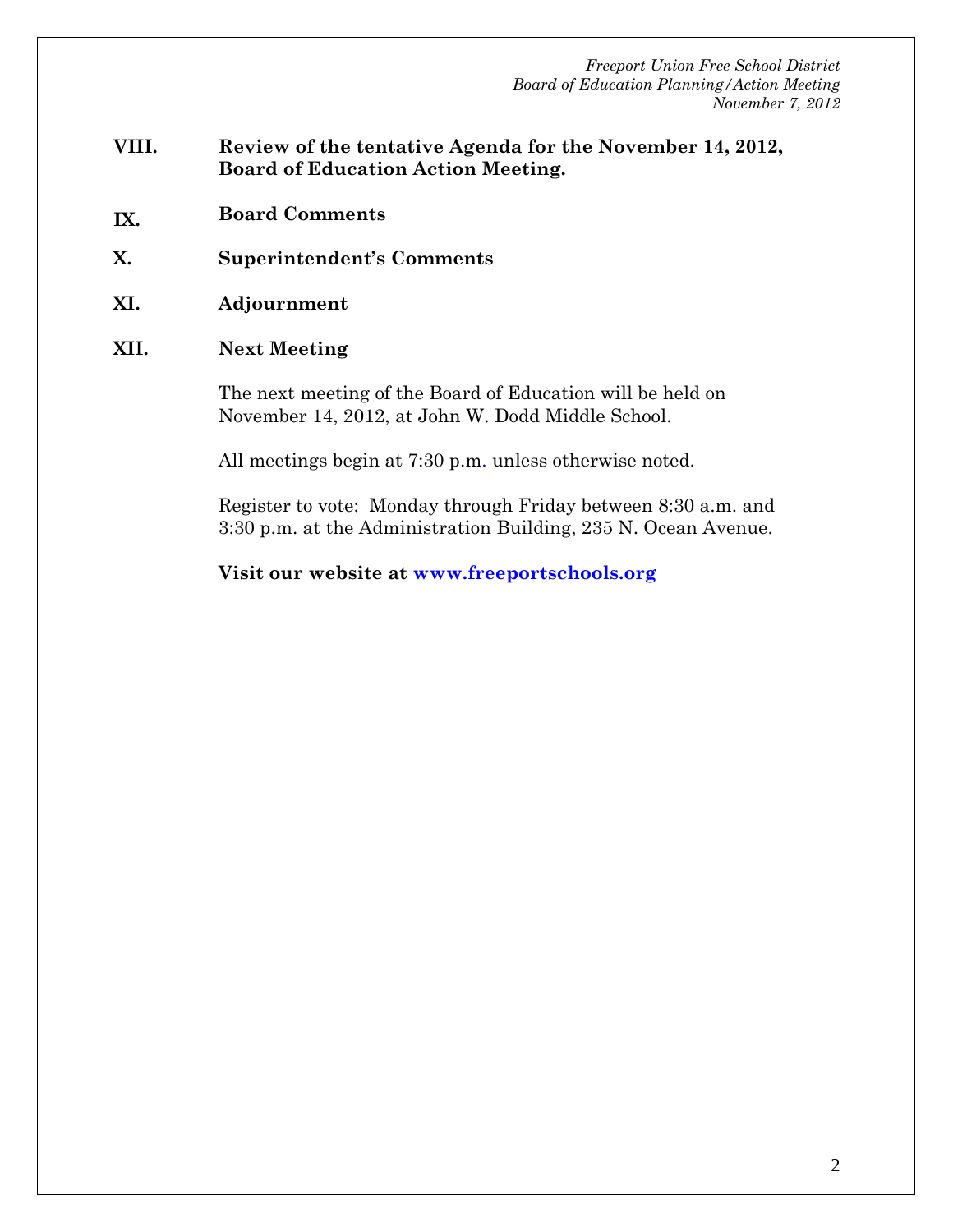**VIII. Review of the tentative Agenda for the November 14, 2012, Board of Education Action Meeting.**

**IX. Board Comments**

**X. Superintendent's Comments**

**XI. Adjournment**

**XII. Next Meeting**

The next meeting of the Board of Education will be held on November 14, 2012, at John W. Dodd Middle School.

All meetings begin at 7:30 p.m. unless otherwise noted.

Register to vote: Monday through Friday between 8:30 a.m. and 3:30 p.m. at the Administration Building, 235 N. Ocean Avenue.

**Visit our website at [www.freeportschools.org](http://www.freeportschools.org)**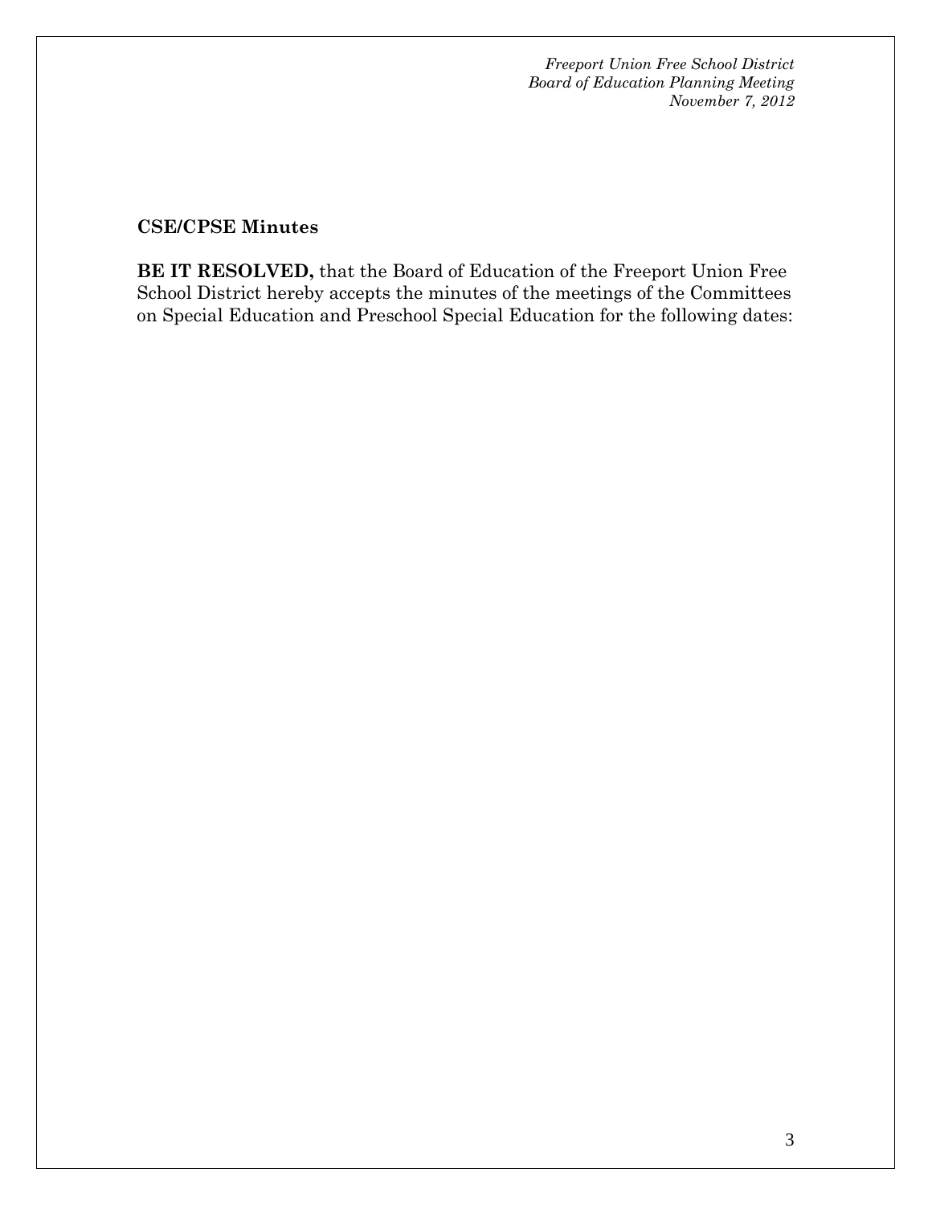**CSE/CPSE Minutes**

**BE IT RESOLVED,** that the Board of Education of the Freeport Union Free School District hereby accepts the minutes of the meetings of the Committees on Special Education and Preschool Special Education for the following dates: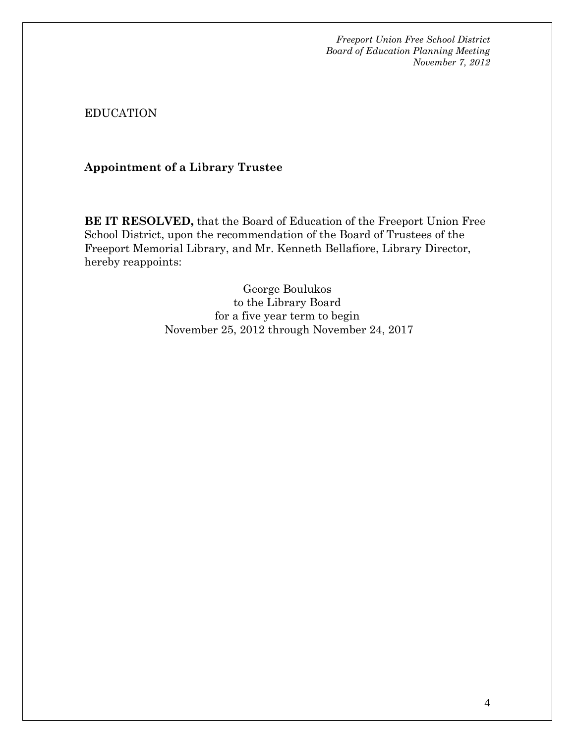EDUCATION

**Appointment of a Library Trustee**

**BE IT RESOLVED,** that the Board of Education of the Freeport Union Free School District, upon the recommendation of the Board of Trustees of the Freeport Memorial Library, and Mr. Kenneth Bellafiore, Library Director, hereby reappoints:

George Boulukos
to the Library Board
for a five year term to begin
November 25, 2012 through November 24, 2017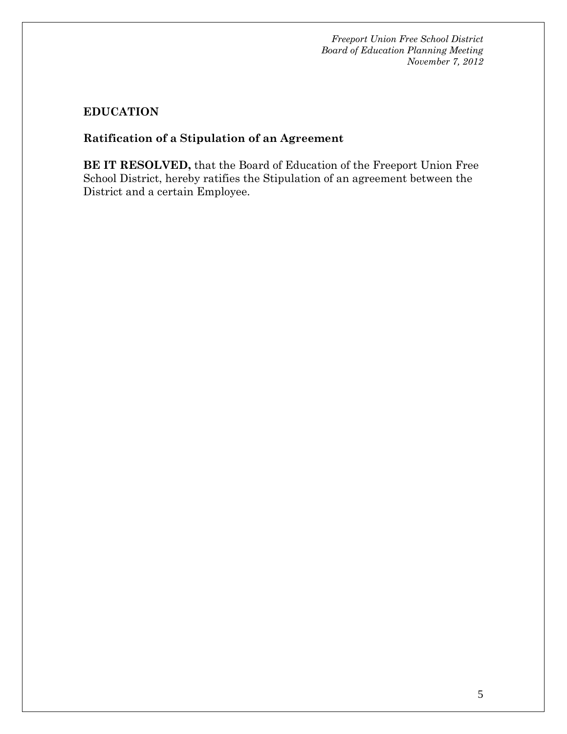## EDUCATION

### Ratification of a Stipulation of an Agreement

**BE IT RESOLVED,** that the Board of Education of the Freeport Union Free School District, hereby ratifies the Stipulation of an agreement between the District and a certain Employee.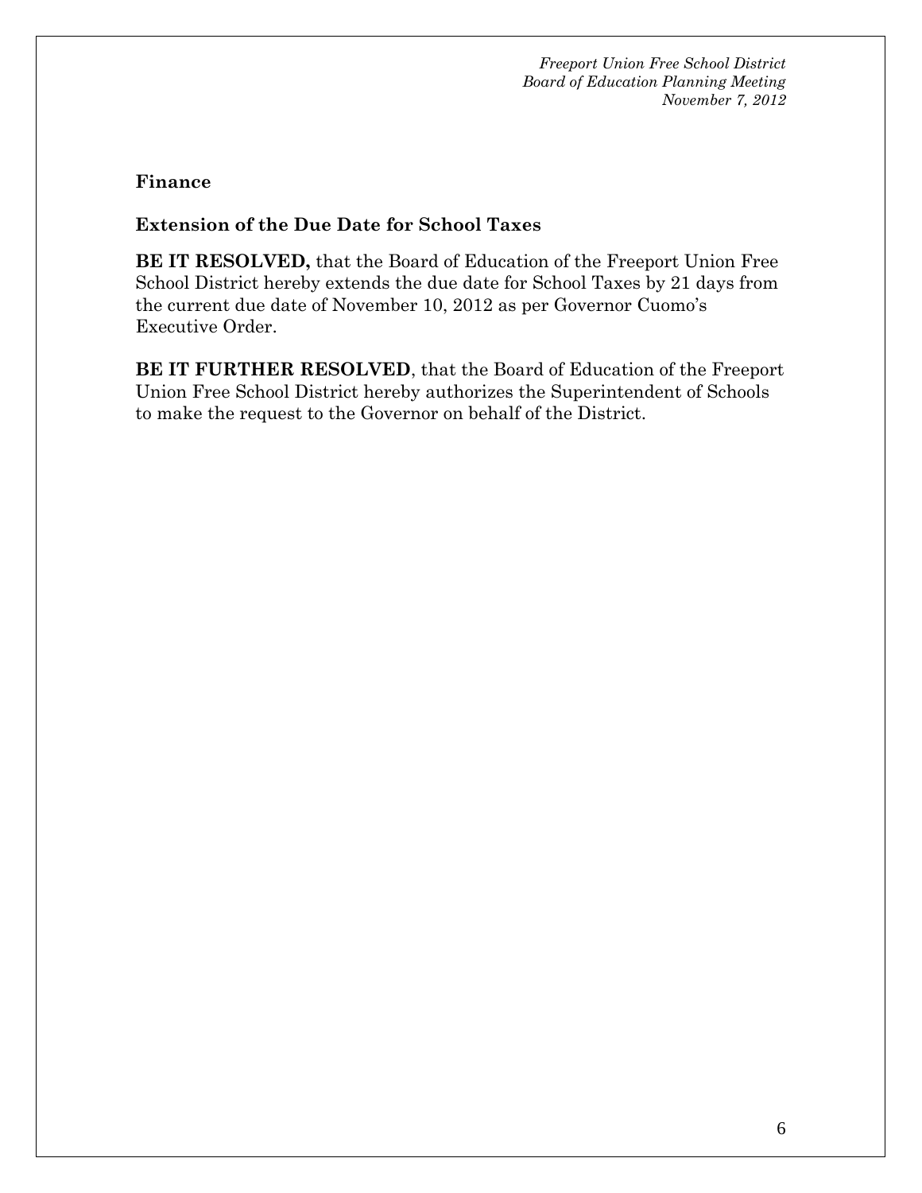## Finance

### Extension of the Due Date for School Taxes

**BE IT RESOLVED,** that the Board of Education of the Freeport Union Free School District hereby extends the due date for School Taxes by 21 days from the current due date of November 10, 2012 as per Governor Cuomo's Executive Order.

**BE IT FURTHER RESOLVED**, that the Board of Education of the Freeport Union Free School District hereby authorizes the Superintendent of Schools to make the request to the Governor on behalf of the District.